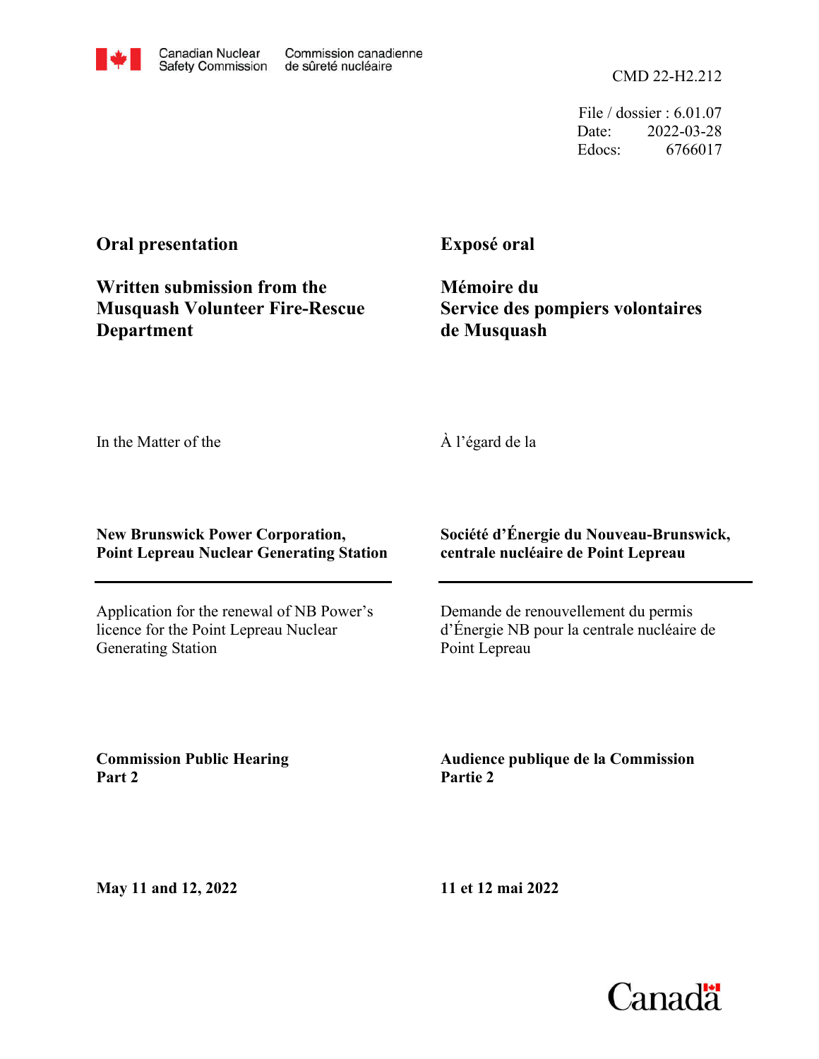Canadian Nuclear Safety Commission / Commission canadienne de sûreté nucléaire

CMD 22-H2.212

File / dossier : 6.01.07
Date: 2022-03-28
Edocs: 6766017

**Oral presentation**

**Written submission from the Musquash Volunteer Fire-Rescue Department**

**Exposé oral**

**Mémoire du Service des pompiers volontaires de Musquash**

In the Matter of the

À l'égard de la

**New Brunswick Power Corporation, Point Lepreau Nuclear Generating Station**

**Société d'Énergie du Nouveau-Brunswick, centrale nucléaire de Point Lepreau**

Application for the renewal of NB Power's licence for the Point Lepreau Nuclear Generating Station

Demande de renouvellement du permis d'Énergie NB pour la centrale nucléaire de Point Lepreau

**Commission Public Hearing Part 2**

**Audience publique de la Commission Partie 2**

**May 11 and 12, 2022**

**11 et 12 mai 2022**

Canada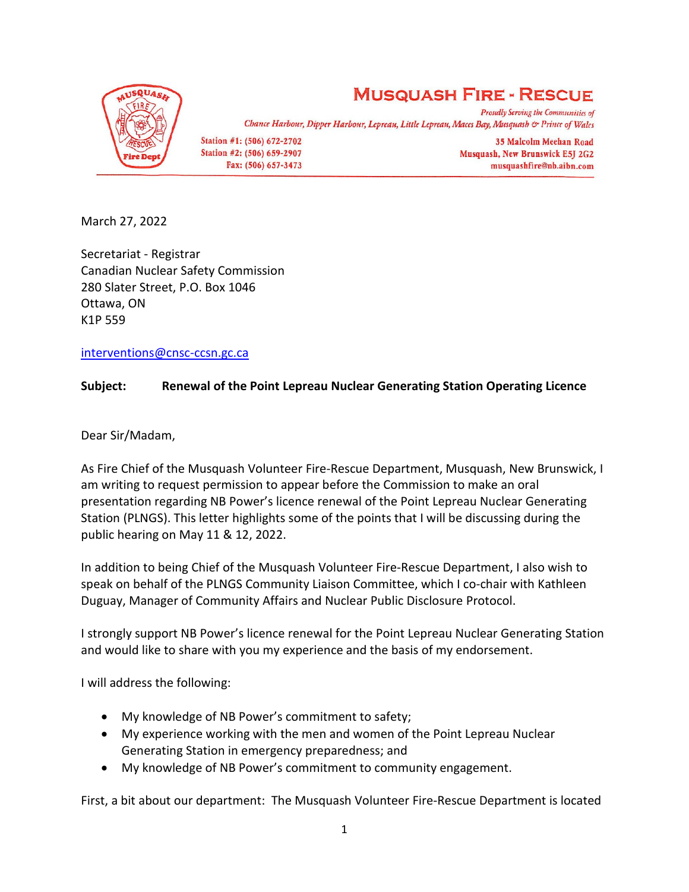# MUSQUASH FIRE - RESCUE

*Proudly Serving the Communities of*
*Chance Harbour, Dipper Harbour, Lepreau, Little Lepreau, Maces Bay, Musquash & Prince of Wales*

Station #1: (506) 672-2702
Station #2: (506) 659-2907
Fax: (506) 657-3473

35 Malcolm Meehan Road
Musquash, New Brunswick E5J 2G2
musquashfire@nb.aibn.com

March 27, 2022

Secretariat - Registrar
Canadian Nuclear Safety Commission
280 Slater Street, P.O. Box 1046
Ottawa, ON
K1P 559

interventions@cnsc-ccsn.gc.ca

**Subject: Renewal of the Point Lepreau Nuclear Generating Station Operating Licence**

Dear Sir/Madam,

As Fire Chief of the Musquash Volunteer Fire-Rescue Department, Musquash, New Brunswick, I am writing to request permission to appear before the Commission to make an oral presentation regarding NB Power's licence renewal of the Point Lepreau Nuclear Generating Station (PLNGS). This letter highlights some of the points that I will be discussing during the public hearing on May 11 & 12, 2022.

In addition to being Chief of the Musquash Volunteer Fire-Rescue Department, I also wish to speak on behalf of the PLNGS Community Liaison Committee, which I co-chair with Kathleen Duguay, Manager of Community Affairs and Nuclear Public Disclosure Protocol.

I strongly support NB Power's licence renewal for the Point Lepreau Nuclear Generating Station and would like to share with you my experience and the basis of my endorsement.

I will address the following:

- My knowledge of NB Power's commitment to safety;
- My experience working with the men and women of the Point Lepreau Nuclear Generating Station in emergency preparedness; and
- My knowledge of NB Power's commitment to community engagement.

First, a bit about our department: The Musquash Volunteer Fire-Rescue Department is located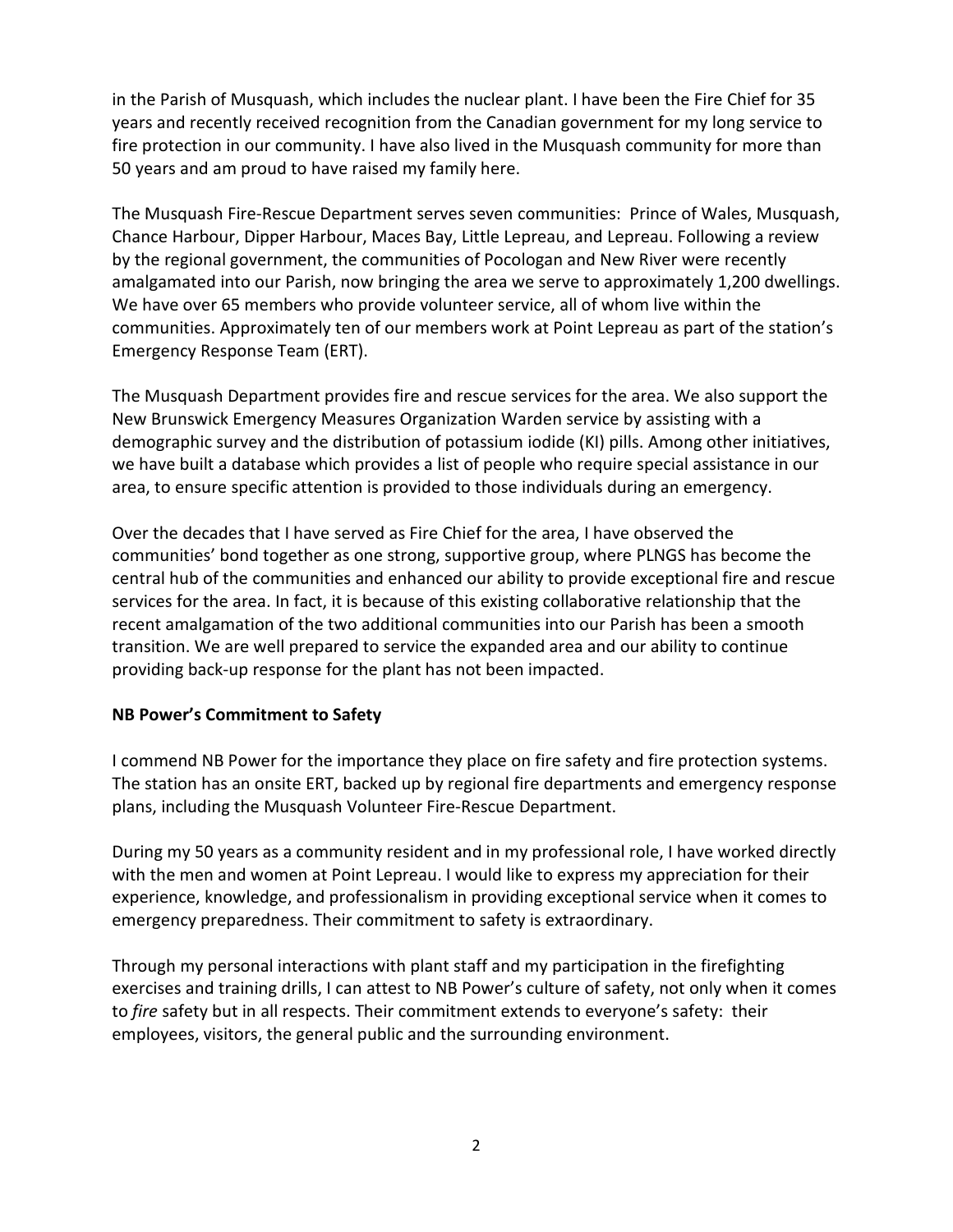in the Parish of Musquash, which includes the nuclear plant. I have been the Fire Chief for 35 years and recently received recognition from the Canadian government for my long service to fire protection in our community. I have also lived in the Musquash community for more than 50 years and am proud to have raised my family here.

The Musquash Fire-Rescue Department serves seven communities: Prince of Wales, Musquash, Chance Harbour, Dipper Harbour, Maces Bay, Little Lepreau, and Lepreau. Following a review by the regional government, the communities of Pocologan and New River were recently amalgamated into our Parish, now bringing the area we serve to approximately 1,200 dwellings. We have over 65 members who provide volunteer service, all of whom live within the communities. Approximately ten of our members work at Point Lepreau as part of the station's Emergency Response Team (ERT).

The Musquash Department provides fire and rescue services for the area. We also support the New Brunswick Emergency Measures Organization Warden service by assisting with a demographic survey and the distribution of potassium iodide (KI) pills. Among other initiatives, we have built a database which provides a list of people who require special assistance in our area, to ensure specific attention is provided to those individuals during an emergency.

Over the decades that I have served as Fire Chief for the area, I have observed the communities' bond together as one strong, supportive group, where PLNGS has become the central hub of the communities and enhanced our ability to provide exceptional fire and rescue services for the area. In fact, it is because of this existing collaborative relationship that the recent amalgamation of the two additional communities into our Parish has been a smooth transition. We are well prepared to service the expanded area and our ability to continue providing back-up response for the plant has not been impacted.

**NB Power's Commitment to Safety**

I commend NB Power for the importance they place on fire safety and fire protection systems. The station has an onsite ERT, backed up by regional fire departments and emergency response plans, including the Musquash Volunteer Fire-Rescue Department.

During my 50 years as a community resident and in my professional role, I have worked directly with the men and women at Point Lepreau. I would like to express my appreciation for their experience, knowledge, and professionalism in providing exceptional service when it comes to emergency preparedness. Their commitment to safety is extraordinary.

Through my personal interactions with plant staff and my participation in the firefighting exercises and training drills, I can attest to NB Power's culture of safety, not only when it comes to *fire* safety but in all respects. Their commitment extends to everyone's safety: their employees, visitors, the general public and the surrounding environment.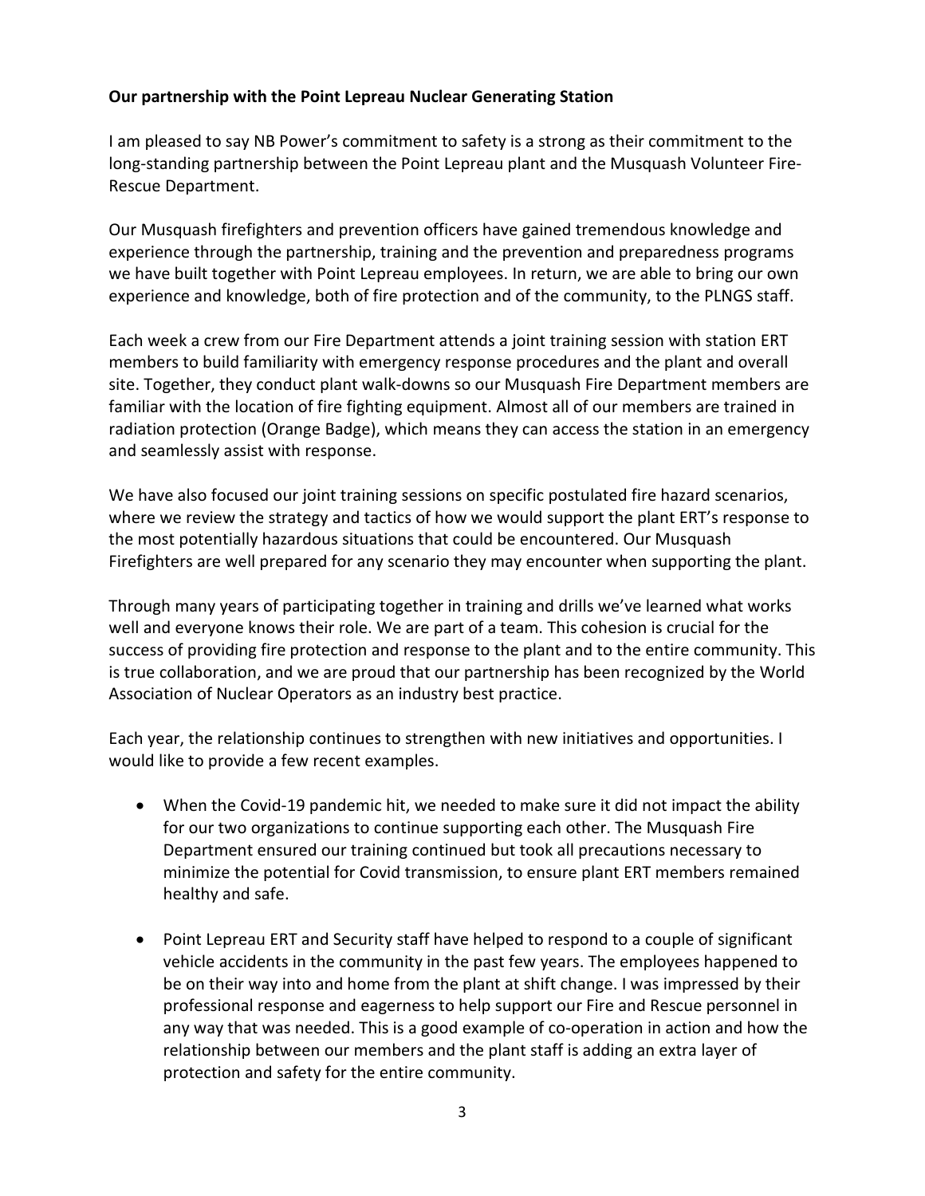**Our partnership with the Point Lepreau Nuclear Generating Station**

I am pleased to say NB Power's commitment to safety is a strong as their commitment to the long-standing partnership between the Point Lepreau plant and the Musquash Volunteer Fire-Rescue Department.

Our Musquash firefighters and prevention officers have gained tremendous knowledge and experience through the partnership, training and the prevention and preparedness programs we have built together with Point Lepreau employees. In return, we are able to bring our own experience and knowledge, both of fire protection and of the community, to the PLNGS staff.

Each week a crew from our Fire Department attends a joint training session with station ERT members to build familiarity with emergency response procedures and the plant and overall site. Together, they conduct plant walk-downs so our Musquash Fire Department members are familiar with the location of fire fighting equipment. Almost all of our members are trained in radiation protection (Orange Badge), which means they can access the station in an emergency and seamlessly assist with response.

We have also focused our joint training sessions on specific postulated fire hazard scenarios, where we review the strategy and tactics of how we would support the plant ERT's response to the most potentially hazardous situations that could be encountered. Our Musquash Firefighters are well prepared for any scenario they may encounter when supporting the plant.

Through many years of participating together in training and drills we've learned what works well and everyone knows their role. We are part of a team. This cohesion is crucial for the success of providing fire protection and response to the plant and to the entire community. This is true collaboration, and we are proud that our partnership has been recognized by the World Association of Nuclear Operators as an industry best practice.

Each year, the relationship continues to strengthen with new initiatives and opportunities. I would like to provide a few recent examples.

- When the Covid-19 pandemic hit, we needed to make sure it did not impact the ability for our two organizations to continue supporting each other. The Musquash Fire Department ensured our training continued but took all precautions necessary to minimize the potential for Covid transmission, to ensure plant ERT members remained healthy and safe.

- Point Lepreau ERT and Security staff have helped to respond to a couple of significant vehicle accidents in the community in the past few years. The employees happened to be on their way into and home from the plant at shift change. I was impressed by their professional response and eagerness to help support our Fire and Rescue personnel in any way that was needed. This is a good example of co-operation in action and how the relationship between our members and the plant staff is adding an extra layer of protection and safety for the entire community.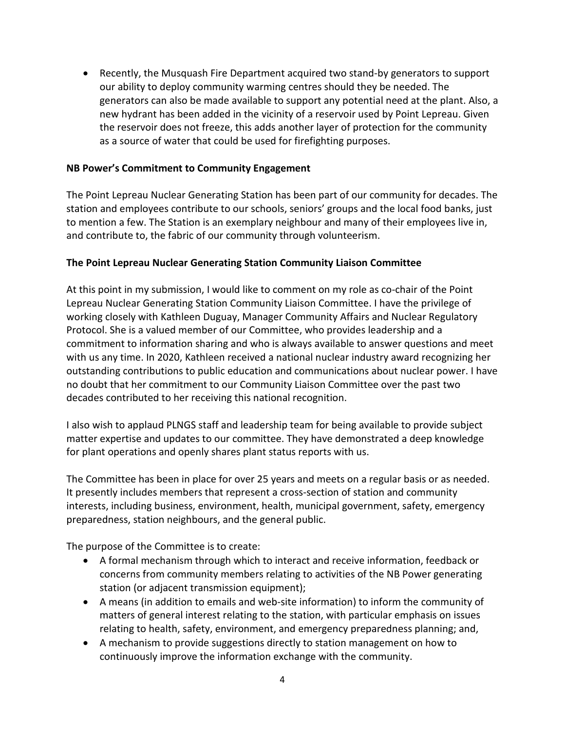- Recently, the Musquash Fire Department acquired two stand-by generators to support our ability to deploy community warming centres should they be needed. The generators can also be made available to support any potential need at the plant. Also, a new hydrant has been added in the vicinity of a reservoir used by Point Lepreau. Given the reservoir does not freeze, this adds another layer of protection for the community as a source of water that could be used for firefighting purposes.

**NB Power's Commitment to Community Engagement**

The Point Lepreau Nuclear Generating Station has been part of our community for decades. The station and employees contribute to our schools, seniors' groups and the local food banks, just to mention a few. The Station is an exemplary neighbour and many of their employees live in, and contribute to, the fabric of our community through volunteerism.

**The Point Lepreau Nuclear Generating Station Community Liaison Committee**

At this point in my submission, I would like to comment on my role as co-chair of the Point Lepreau Nuclear Generating Station Community Liaison Committee. I have the privilege of working closely with Kathleen Duguay, Manager Community Affairs and Nuclear Regulatory Protocol. She is a valued member of our Committee, who provides leadership and a commitment to information sharing and who is always available to answer questions and meet with us any time. In 2020, Kathleen received a national nuclear industry award recognizing her outstanding contributions to public education and communications about nuclear power. I have no doubt that her commitment to our Community Liaison Committee over the past two decades contributed to her receiving this national recognition.

I also wish to applaud PLNGS staff and leadership team for being available to provide subject matter expertise and updates to our committee. They have demonstrated a deep knowledge for plant operations and openly shares plant status reports with us.

The Committee has been in place for over 25 years and meets on a regular basis or as needed. It presently includes members that represent a cross-section of station and community interests, including business, environment, health, municipal government, safety, emergency preparedness, station neighbours, and the general public.

The purpose of the Committee is to create:

- A formal mechanism through which to interact and receive information, feedback or concerns from community members relating to activities of the NB Power generating station (or adjacent transmission equipment);
- A means (in addition to emails and web-site information) to inform the community of matters of general interest relating to the station, with particular emphasis on issues relating to health, safety, environment, and emergency preparedness planning; and,
- A mechanism to provide suggestions directly to station management on how to continuously improve the information exchange with the community.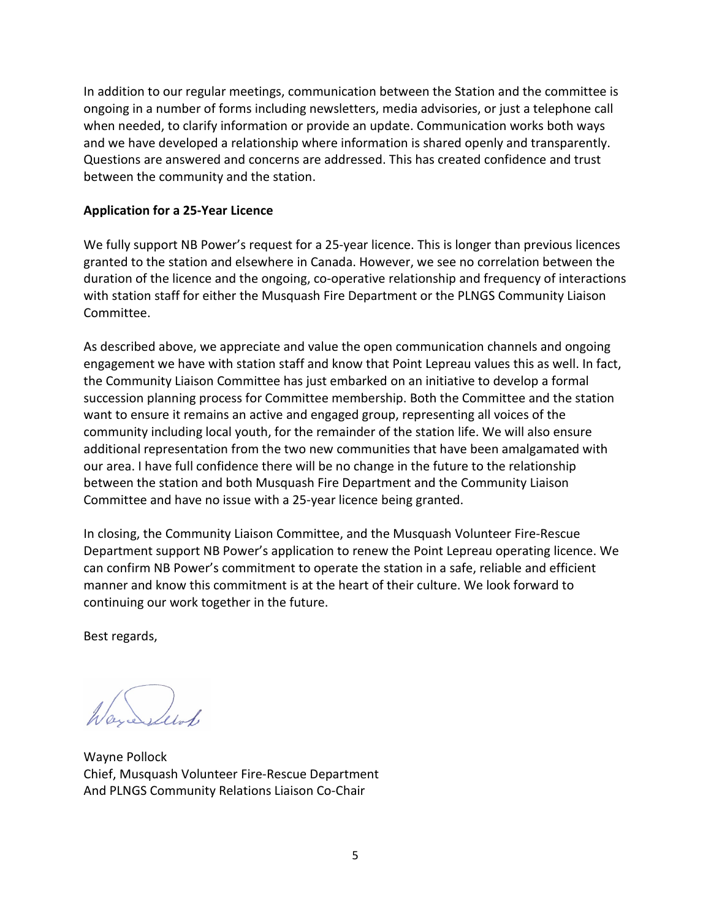In addition to our regular meetings, communication between the Station and the committee is ongoing in a number of forms including newsletters, media advisories, or just a telephone call when needed, to clarify information or provide an update. Communication works both ways and we have developed a relationship where information is shared openly and transparently. Questions are answered and concerns are addressed. This has created confidence and trust between the community and the station.

**Application for a 25-Year Licence**

We fully support NB Power's request for a 25-year licence. This is longer than previous licences granted to the station and elsewhere in Canada. However, we see no correlation between the duration of the licence and the ongoing, co-operative relationship and frequency of interactions with station staff for either the Musquash Fire Department or the PLNGS Community Liaison Committee.

As described above, we appreciate and value the open communication channels and ongoing engagement we have with station staff and know that Point Lepreau values this as well. In fact, the Community Liaison Committee has just embarked on an initiative to develop a formal succession planning process for Committee membership. Both the Committee and the station want to ensure it remains an active and engaged group, representing all voices of the community including local youth, for the remainder of the station life. We will also ensure additional representation from the two new communities that have been amalgamated with our area. I have full confidence there will be no change in the future to the relationship between the station and both Musquash Fire Department and the Community Liaison Committee and have no issue with a 25-year licence being granted.

In closing, the Community Liaison Committee, and the Musquash Volunteer Fire-Rescue Department support NB Power's application to renew the Point Lepreau operating licence. We can confirm NB Power's commitment to operate the station in a safe, reliable and efficient manner and know this commitment is at the heart of their culture. We look forward to continuing our work together in the future.

Best regards,

Wayne Pollock
Chief, Musquash Volunteer Fire-Rescue Department
And PLNGS Community Relations Liaison Co-Chair